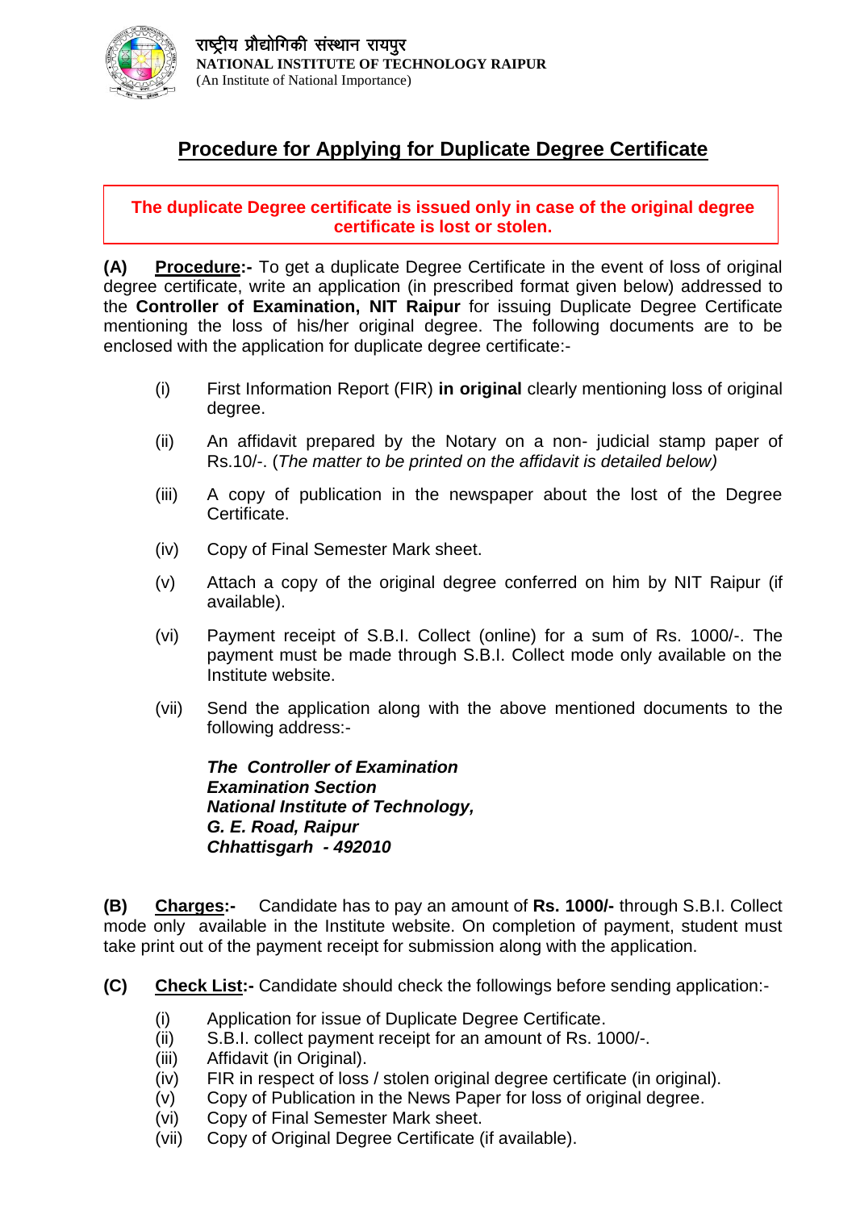राष्ट्रीय प्रौद्योगिकी संस्थान रायपुर
**NATIONAL INSTITUTE OF TECHNOLOGY RAIPUR**
(An Institute of National Importance)

# Procedure for Applying for Duplicate Degree Certificate

**The duplicate Degree certificate is issued only in case of the original degree certificate is lost or stolen.**

**(A) Procedure:-** To get a duplicate Degree Certificate in the event of loss of original degree certificate, write an application (in prescribed format given below) addressed to the **Controller of Examination, NIT Raipur** for issuing Duplicate Degree Certificate mentioning the loss of his/her original degree. The following documents are to be enclosed with the application for duplicate degree certificate:-

(i) First Information Report (FIR) **in original** clearly mentioning loss of original degree.

(ii) An affidavit prepared by the Notary on a non- judicial stamp paper of Rs.10/-. (*The matter to be printed on the affidavit is detailed below)*

(iii) A copy of publication in the newspaper about the lost of the Degree Certificate.

(iv) Copy of Final Semester Mark sheet.

(v) Attach a copy of the original degree conferred on him by NIT Raipur (if available).

(vi) Payment receipt of S.B.I. Collect (online) for a sum of Rs. 1000/-. The payment must be made through S.B.I. Collect mode only available on the Institute website.

(vii) Send the application along with the above mentioned documents to the following address:-

***The Controller of Examination***
***Examination Section***
***National Institute of Technology,***
***G. E. Road, Raipur***
***Chhattisgarh - 492010***

**(B) Charges:-** Candidate has to pay an amount of **Rs. 1000/-** through S.B.I. Collect mode only available in the Institute website. On completion of payment, student must take print out of the payment receipt for submission along with the application.

**(C) Check List:-** Candidate should check the followings before sending application:-

(i) Application for issue of Duplicate Degree Certificate.
(ii) S.B.I. collect payment receipt for an amount of Rs. 1000/-.
(iii) Affidavit (in Original).
(iv) FIR in respect of loss / stolen original degree certificate (in original).
(v) Copy of Publication in the News Paper for loss of original degree.
(vi) Copy of Final Semester Mark sheet.
(vii) Copy of Original Degree Certificate (if available).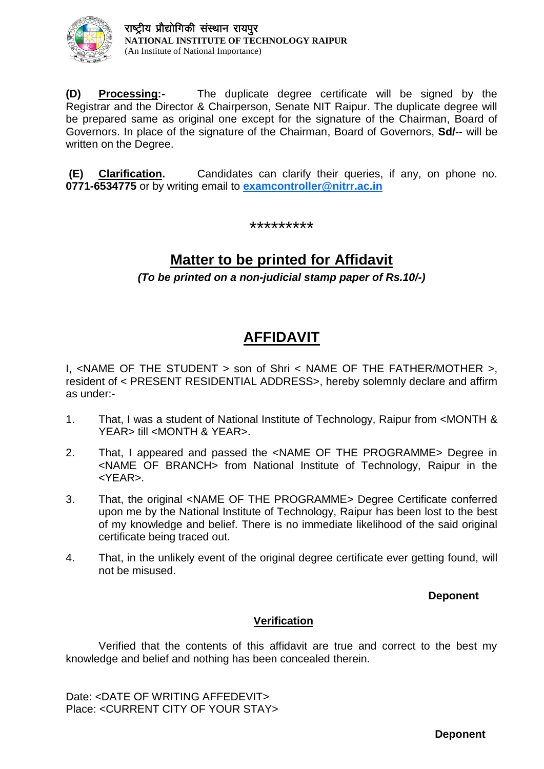**(D) Processing:-** The duplicate degree certificate will be signed by the Registrar and the Director & Chairperson, Senate NIT Raipur. The duplicate degree will be prepared same as original one except for the signature of the Chairman, Board of Governors. In place of the signature of the Chairman, Board of Governors, **Sd/--** will be written on the Degree.

**(E) Clarification.** Candidates can clarify their queries, if any, on phone no. **0771-6534775** or by writing email to **examcontroller@nitrr.ac.in**

*********

## Matter to be printed for Affidavit

***(To be printed on a non-judicial stamp paper of Rs.10/-)***

## AFFIDAVIT

I, <NAME OF THE STUDENT > son of Shri < NAME OF THE FATHER/MOTHER >, resident of < PRESENT RESIDENTIAL ADDRESS>, hereby solemnly declare and affirm as under:-

1. That, I was a student of National Institute of Technology, Raipur from <MONTH & YEAR> till <MONTH & YEAR>.

2. That, I appeared and passed the <NAME OF THE PROGRAMME> Degree in <NAME OF BRANCH> from National Institute of Technology, Raipur in the <YEAR>.

3. That, the original <NAME OF THE PROGRAMME> Degree Certificate conferred upon me by the National Institute of Technology, Raipur has been lost to the best of my knowledge and belief. There is no immediate likelihood of the said original certificate being traced out.

4. That, in the unlikely event of the original degree certificate ever getting found, will not be misused.

**Deponent**

**Verification**

Verified that the contents of this affidavit are true and correct to the best my knowledge and belief and nothing has been concealed therein.

Date: <DATE OF WRITING AFFEDEVIT>
Place: <CURRENT CITY OF YOUR STAY>

**Deponent**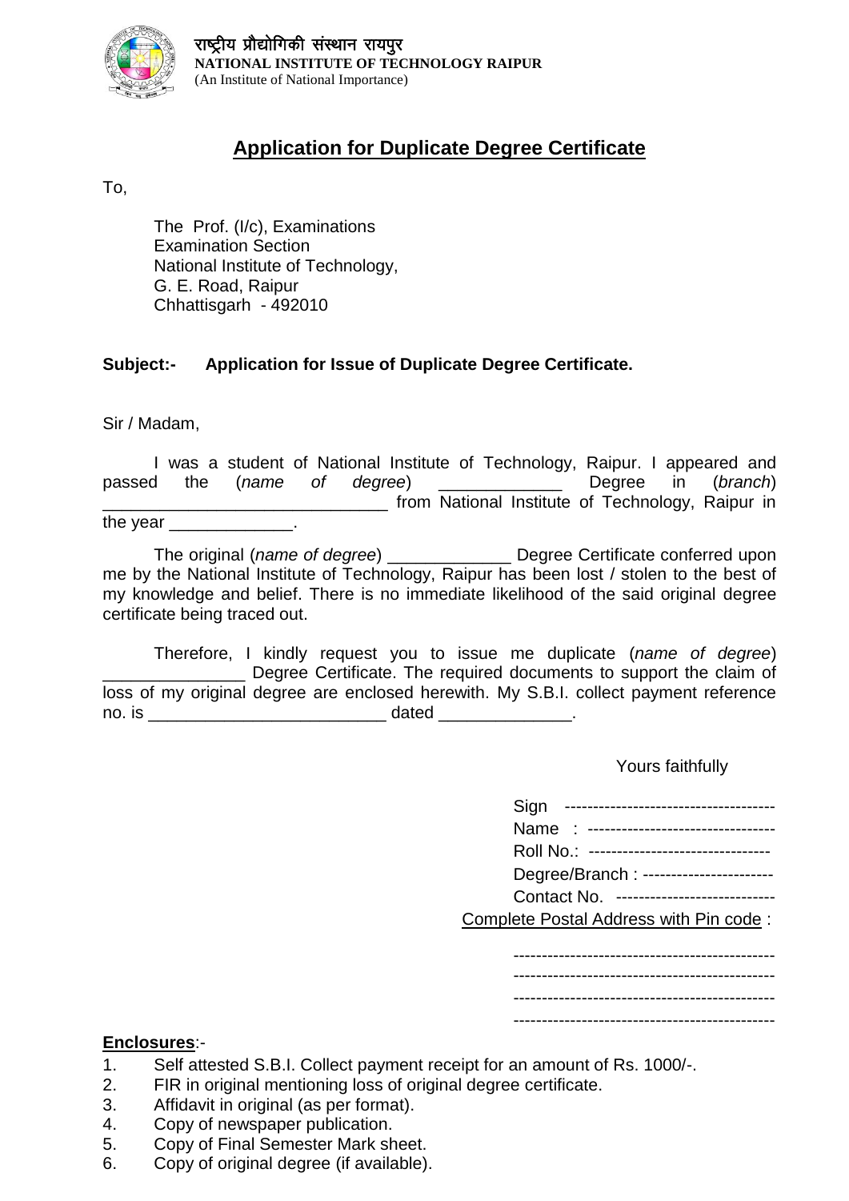राष्ट्रीय प्रौद्योगिकी संस्थान रायपुर
**NATIONAL INSTITUTE OF TECHNOLOGY RAIPUR**
(An Institute of National Importance)

# Application for Duplicate Degree Certificate

To,

The Prof. (I/c), Examinations
Examination Section
National Institute of Technology,
G. E. Road, Raipur
Chhattisgarh - 492010

**Subject:- Application for Issue of Duplicate Degree Certificate.**

Sir / Madam,

I was a student of National Institute of Technology, Raipur. I appeared and passed the (*name of degree*) _____________ Degree in (*branch*) ______________________________ from National Institute of Technology, Raipur in the year _____________.

The original (*name of degree*) _____________ Degree Certificate conferred upon me by the National Institute of Technology, Raipur has been lost / stolen to the best of my knowledge and belief. There is no immediate likelihood of the said original degree certificate being traced out.

Therefore, I kindly request you to issue me duplicate (*name of degree*) _______________ Degree Certificate. The required documents to support the claim of loss of my original degree are enclosed herewith. My S.B.I. collect payment reference no. is _________________________ dated ______________.

Yours faithfully

Sign -------------------------------------
Name : ---------------------------------
Roll No.: --------------------------------
Degree/Branch : -----------------------
Contact No. ----------------------------
Complete Postal Address with Pin code :

----------------------------------------------
----------------------------------------------
----------------------------------------------
----------------------------------------------

**Enclosures**:-

1. Self attested S.B.I. Collect payment receipt for an amount of Rs. 1000/-.
2. FIR in original mentioning loss of original degree certificate.
3. Affidavit in original (as per format).
4. Copy of newspaper publication.
5. Copy of Final Semester Mark sheet.
6. Copy of original degree (if available).